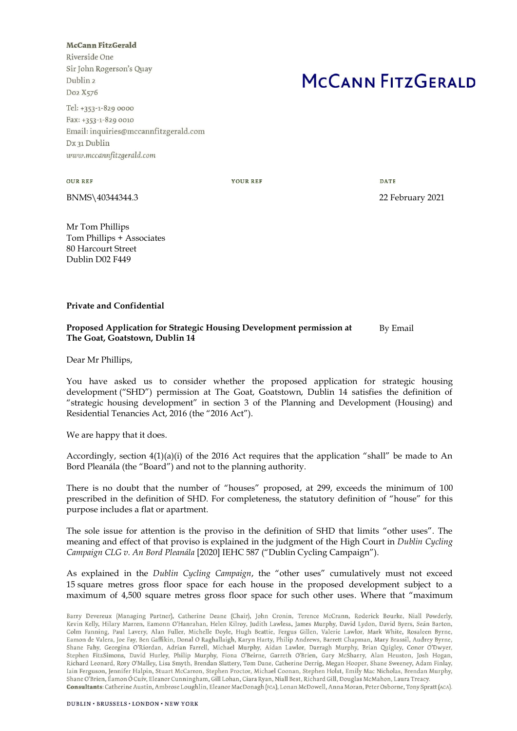**McCann FitzGerald**
Riverside One
Sir John Rogerson's Quay
Dublin 2
D02 X576

Tel: +353-1-829 0000
Fax: +353-1-829 0010
Email: inquiries@mccannfitzgerald.com
Dx 31 Dublin
*www.mccannfitzgerald.com*

# McCann FitzGerald

| OUR REF | YOUR REF | DATE |
|---|---|---|
| BNMS\40344344.3 | | 22 February 2021 |

Mr Tom Phillips
Tom Phillips + Associates
80 Harcourt Street
Dublin D02 F449

**Private and Confidential**

**Proposed Application for Strategic Housing Development permission at The Goat, Goatstown, Dublin 14** — By Email

Dear Mr Phillips,

You have asked us to consider whether the proposed application for strategic housing development ("SHD") permission at The Goat, Goatstown, Dublin 14 satisfies the definition of "strategic housing development" in section 3 of the Planning and Development (Housing) and Residential Tenancies Act, 2016 (the "2016 Act").

We are happy that it does.

Accordingly, section 4(1)(a)(i) of the 2016 Act requires that the application "shall" be made to An Bord Pleanála (the "Board") and not to the planning authority.

There is no doubt that the number of "houses" proposed, at 299, exceeds the minimum of 100 prescribed in the definition of SHD. For completeness, the statutory definition of "house" for this purpose includes a flat or apartment.

The sole issue for attention is the proviso in the definition of SHD that limits "other uses". The meaning and effect of that proviso is explained in the judgment of the High Court in *Dublin Cycling Campaign CLG v. An Bord Pleanála* [2020] IEHC 587 ("Dublin Cycling Campaign").

As explained in the *Dublin Cycling Campaign*, the "other uses" cumulatively must not exceed 15 square metres gross floor space for each house in the proposed development subject to a maximum of 4,500 square metres gross floor space for such other uses. Where that "maximum

Barry Devereux (Managing Partner), Catherine Deane (Chair), John Cronin, Terence McCrann, Roderick Bourke, Niall Powderly, Kevin Kelly, Hilary Marren, Eamonn O'Hanrahan, Helen Kilroy, Judith Lawless, James Murphy, David Lydon, David Byers, Seán Barton, Colm Fanning, Paul Lavery, Alan Fuller, Michelle Doyle, Hugh Beattie, Fergus Gillen, Valerie Lawlor, Mark White, Rosaleen Byrne, Eamon de Valera, Joe Fay, Ben Gaffikin, Donal O Raghallaigh, Karyn Harty, Philip Andrews, Barrett Chapman, Mary Brassil, Audrey Byrne, Shane Fahy, Georgina O'Riordan, Adrian Farrell, Michael Murphy, Aidan Lawlor, Darragh Murphy, Brian Quigley, Conor O'Dwyer, Stephen FitzSimons, David Hurley, Philip Murphy, Fiona O'Beirne, Garreth O'Brien, Gary McSharry, Alan Heuston, Josh Hogan, Richard Leonard, Rory O'Malley, Lisa Smyth, Brendan Slattery, Tom Dane, Catherine Derrig, Megan Hooper, Shane Sweeney, Adam Finlay, Iain Ferguson, Jennifer Halpin, Stuart McCarron, Stephen Proctor, Michael Coonan, Stephen Holst, Emily Mac Nicholas, Brendan Murphy, Shane O'Brien, Éamon Ó Cuív, Eleanor Cunningham, Gill Lohan, Ciara Ryan, Niall Best, Richard Gill, Douglas McMahon, Laura Treacy.
**Consultants**: Catherine Austin, Ambrose Loughlin, Eleanor MacDonagh (FCA), Lonan McDowell, Anna Moran, Peter Osborne, Tony Spratt (ACA).

DUBLIN • BRUSSELS • LONDON • NEW YORK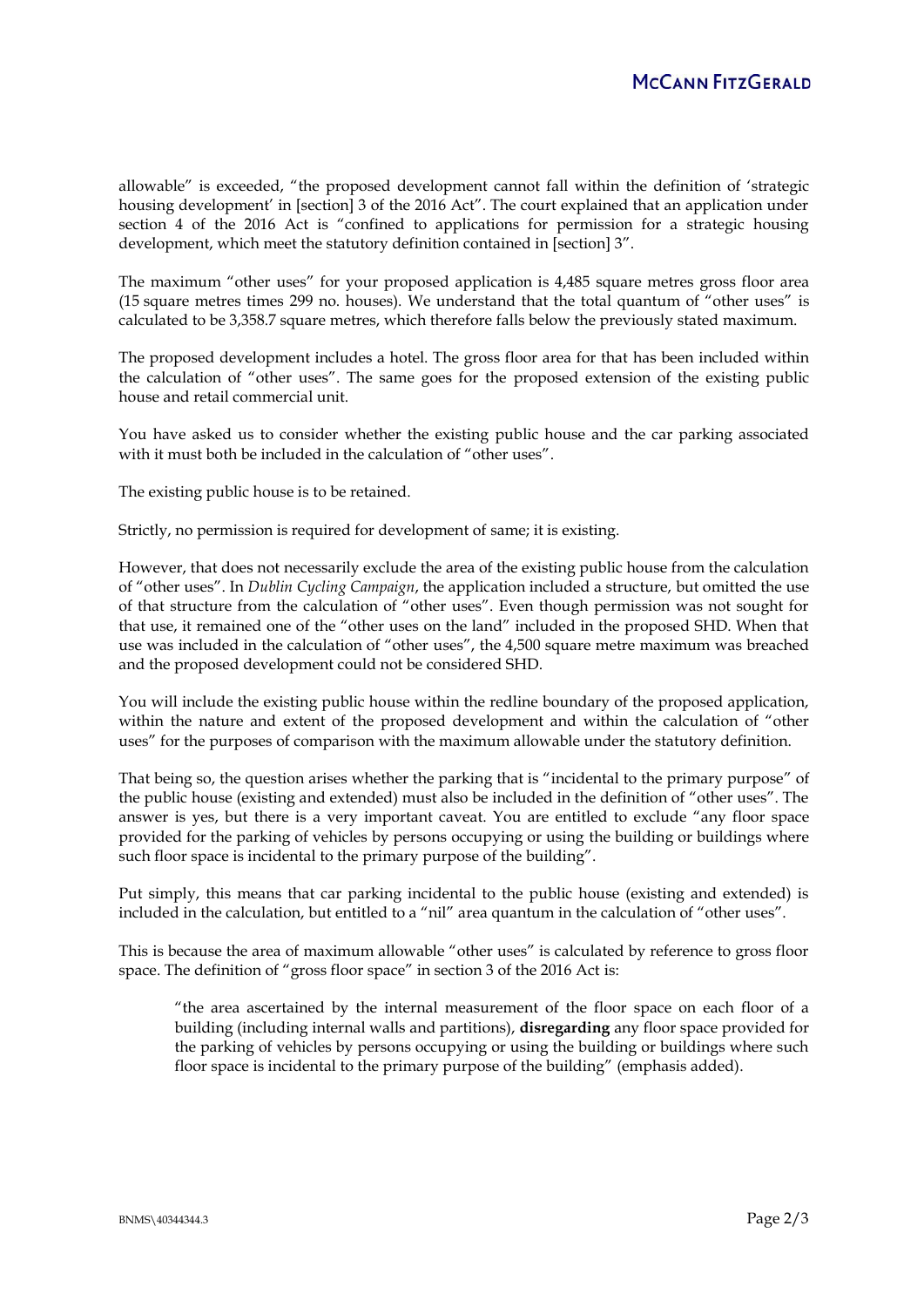allowable" is exceeded, "the proposed development cannot fall within the definition of 'strategic housing development' in [section] 3 of the 2016 Act". The court explained that an application under section 4 of the 2016 Act is "confined to applications for permission for a strategic housing development, which meet the statutory definition contained in [section] 3".

The maximum "other uses" for your proposed application is 4,485 square metres gross floor area (15 square metres times 299 no. houses). We understand that the total quantum of "other uses" is calculated to be 3,358.7 square metres, which therefore falls below the previously stated maximum.

The proposed development includes a hotel. The gross floor area for that has been included within the calculation of "other uses". The same goes for the proposed extension of the existing public house and retail commercial unit.

You have asked us to consider whether the existing public house and the car parking associated with it must both be included in the calculation of "other uses".

The existing public house is to be retained.

Strictly, no permission is required for development of same; it is existing.

However, that does not necessarily exclude the area of the existing public house from the calculation of "other uses". In *Dublin Cycling Campaign*, the application included a structure, but omitted the use of that structure from the calculation of "other uses". Even though permission was not sought for that use, it remained one of the "other uses on the land" included in the proposed SHD. When that use was included in the calculation of "other uses", the 4,500 square metre maximum was breached and the proposed development could not be considered SHD.

You will include the existing public house within the redline boundary of the proposed application, within the nature and extent of the proposed development and within the calculation of "other uses" for the purposes of comparison with the maximum allowable under the statutory definition.

That being so, the question arises whether the parking that is "incidental to the primary purpose" of the public house (existing and extended) must also be included in the definition of "other uses". The answer is yes, but there is a very important caveat. You are entitled to exclude "any floor space provided for the parking of vehicles by persons occupying or using the building or buildings where such floor space is incidental to the primary purpose of the building".

Put simply, this means that car parking incidental to the public house (existing and extended) is included in the calculation, but entitled to a "nil" area quantum in the calculation of "other uses".

This is because the area of maximum allowable "other uses" is calculated by reference to gross floor space. The definition of "gross floor space" in section 3 of the 2016 Act is:

> "the area ascertained by the internal measurement of the floor space on each floor of a building (including internal walls and partitions), **disregarding** any floor space provided for the parking of vehicles by persons occupying or using the building or buildings where such floor space is incidental to the primary purpose of the building" (emphasis added).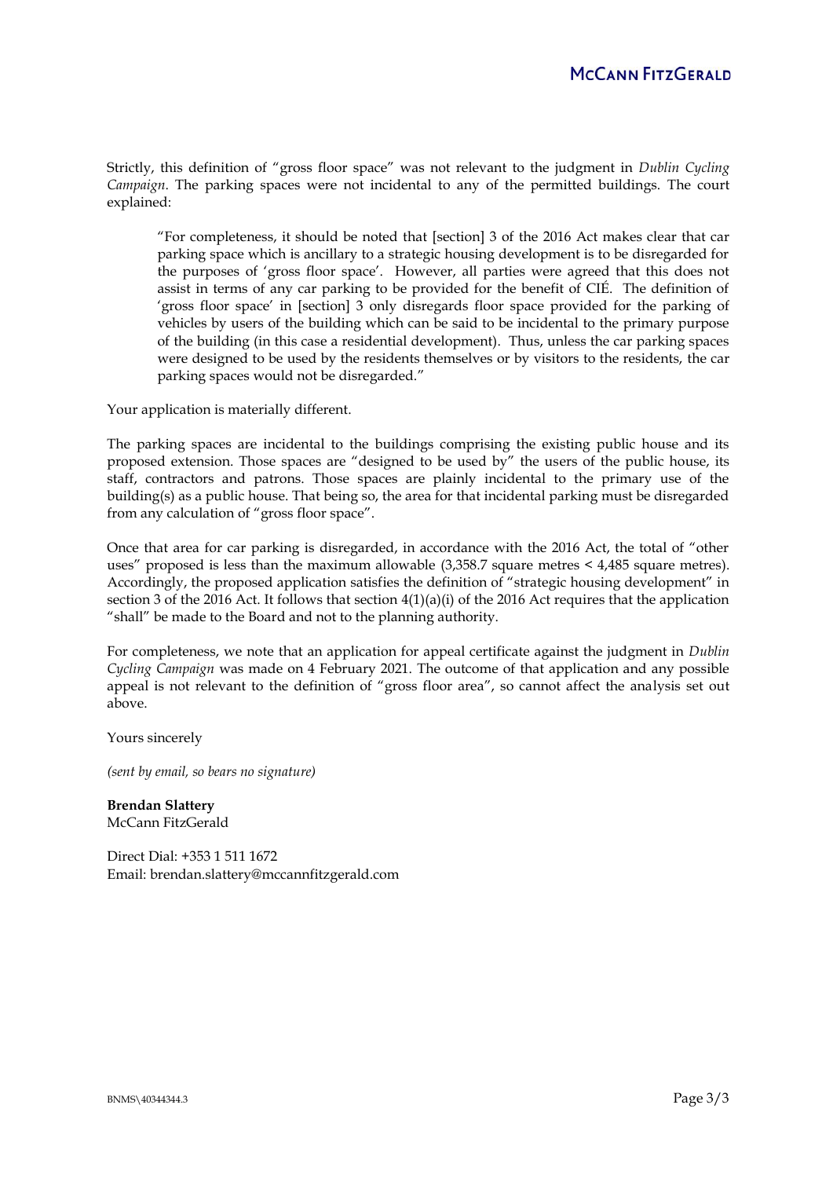Strictly, this definition of "gross floor space" was not relevant to the judgment in *Dublin Cycling Campaign*. The parking spaces were not incidental to any of the permitted buildings. The court explained:

> "For completeness, it should be noted that [section] 3 of the 2016 Act makes clear that car parking space which is ancillary to a strategic housing development is to be disregarded for the purposes of 'gross floor space'. However, all parties were agreed that this does not assist in terms of any car parking to be provided for the benefit of CIÉ. The definition of 'gross floor space' in [section] 3 only disregards floor space provided for the parking of vehicles by users of the building which can be said to be incidental to the primary purpose of the building (in this case a residential development). Thus, unless the car parking spaces were designed to be used by the residents themselves or by visitors to the residents, the car parking spaces would not be disregarded."

Your application is materially different.

The parking spaces are incidental to the buildings comprising the existing public house and its proposed extension. Those spaces are "designed to be used by" the users of the public house, its staff, contractors and patrons. Those spaces are plainly incidental to the primary use of the building(s) as a public house. That being so, the area for that incidental parking must be disregarded from any calculation of "gross floor space".

Once that area for car parking is disregarded, in accordance with the 2016 Act, the total of "other uses" proposed is less than the maximum allowable (3,358.7 square metres < 4,485 square metres). Accordingly, the proposed application satisfies the definition of "strategic housing development" in section 3 of the 2016 Act. It follows that section 4(1)(a)(i) of the 2016 Act requires that the application "shall" be made to the Board and not to the planning authority.

For completeness, we note that an application for appeal certificate against the judgment in *Dublin Cycling Campaign* was made on 4 February 2021. The outcome of that application and any possible appeal is not relevant to the definition of "gross floor area", so cannot affect the analysis set out above.

Yours sincerely

*(sent by email, so bears no signature)*

**Brendan Slattery**
McCann FitzGerald

Direct Dial: +353 1 511 1672
Email: brendan.slattery@mccannfitzgerald.com

BNMS\40344344.3